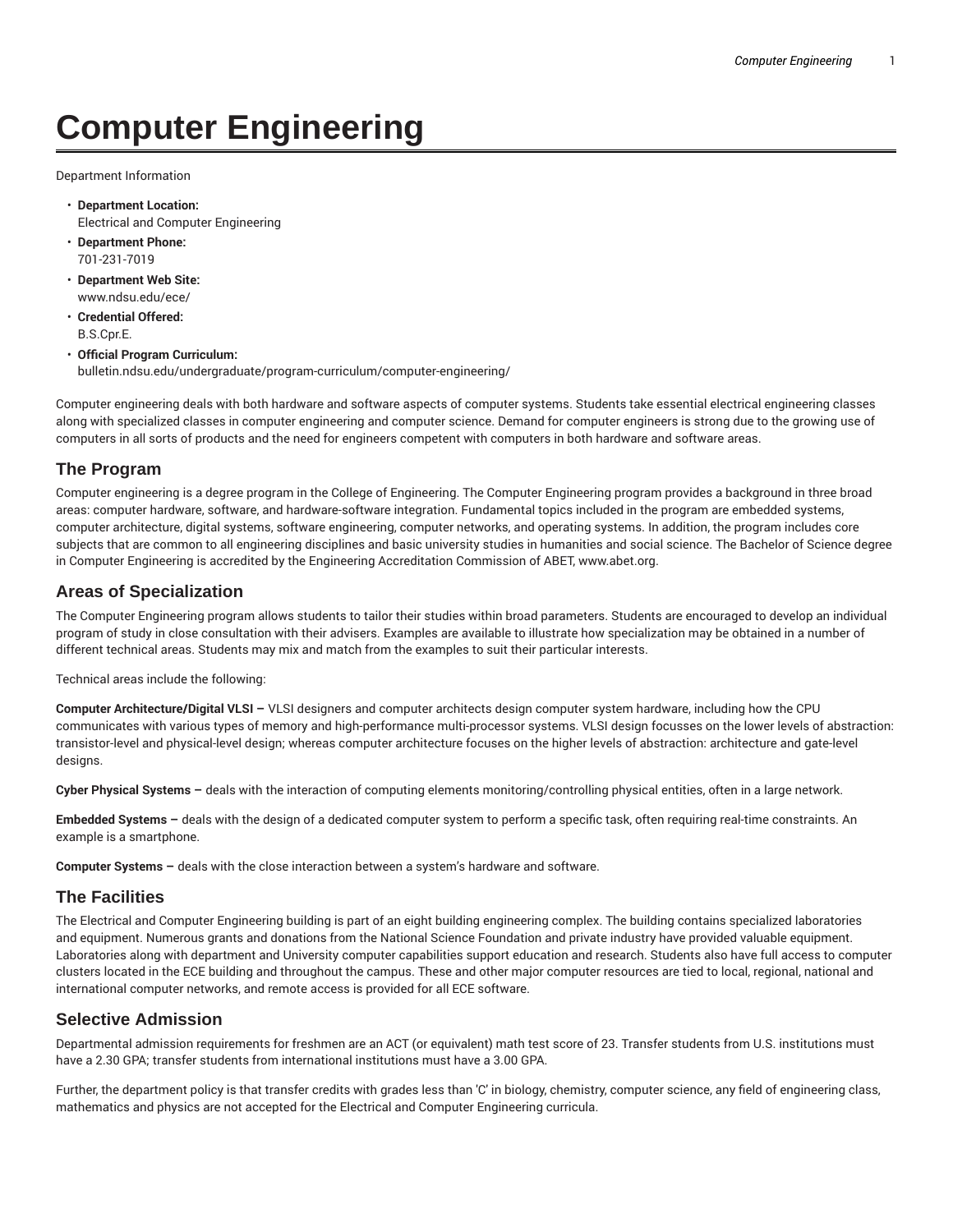# Computer Engineering

Department Information

- **Department Location:**
  Electrical and Computer Engineering
- **Department Phone:**
  701-231-7019
- **Department Web Site:**
  www.ndsu.edu/ece/
- **Credential Offered:**
  B.S.Cpr.E.
- **Official Program Curriculum:**
  bulletin.ndsu.edu/undergraduate/program-curriculum/computer-engineering/

Computer engineering deals with both hardware and software aspects of computer systems. Students take essential electrical engineering classes along with specialized classes in computer engineering and computer science. Demand for computer engineers is strong due to the growing use of computers in all sorts of products and the need for engineers competent with computers in both hardware and software areas.

## The Program

Computer engineering is a degree program in the College of Engineering. The Computer Engineering program provides a background in three broad areas: computer hardware, software, and hardware-software integration. Fundamental topics included in the program are embedded systems, computer architecture, digital systems, software engineering, computer networks, and operating systems. In addition, the program includes core subjects that are common to all engineering disciplines and basic university studies in humanities and social science. The Bachelor of Science degree in Computer Engineering is accredited by the Engineering Accreditation Commission of ABET, www.abet.org.

## Areas of Specialization

The Computer Engineering program allows students to tailor their studies within broad parameters. Students are encouraged to develop an individual program of study in close consultation with their advisers. Examples are available to illustrate how specialization may be obtained in a number of different technical areas. Students may mix and match from the examples to suit their particular interests.

Technical areas include the following:

**Computer Architecture/Digital VLSI –** VLSI designers and computer architects design computer system hardware, including how the CPU communicates with various types of memory and high-performance multi-processor systems. VLSI design focusses on the lower levels of abstraction: transistor-level and physical-level design; whereas computer architecture focuses on the higher levels of abstraction: architecture and gate-level designs.

**Cyber Physical Systems –** deals with the interaction of computing elements monitoring/controlling physical entities, often in a large network.

**Embedded Systems –** deals with the design of a dedicated computer system to perform a specific task, often requiring real-time constraints. An example is a smartphone.

**Computer Systems –** deals with the close interaction between a system's hardware and software.

## The Facilities

The Electrical and Computer Engineering building is part of an eight building engineering complex. The building contains specialized laboratories and equipment. Numerous grants and donations from the National Science Foundation and private industry have provided valuable equipment. Laboratories along with department and University computer capabilities support education and research. Students also have full access to computer clusters located in the ECE building and throughout the campus. These and other major computer resources are tied to local, regional, national and international computer networks, and remote access is provided for all ECE software.

## Selective Admission

Departmental admission requirements for freshmen are an ACT (or equivalent) math test score of 23. Transfer students from U.S. institutions must have a 2.30 GPA; transfer students from international institutions must have a 3.00 GPA.

Further, the department policy is that transfer credits with grades less than 'C' in biology, chemistry, computer science, any field of engineering class, mathematics and physics are not accepted for the Electrical and Computer Engineering curricula.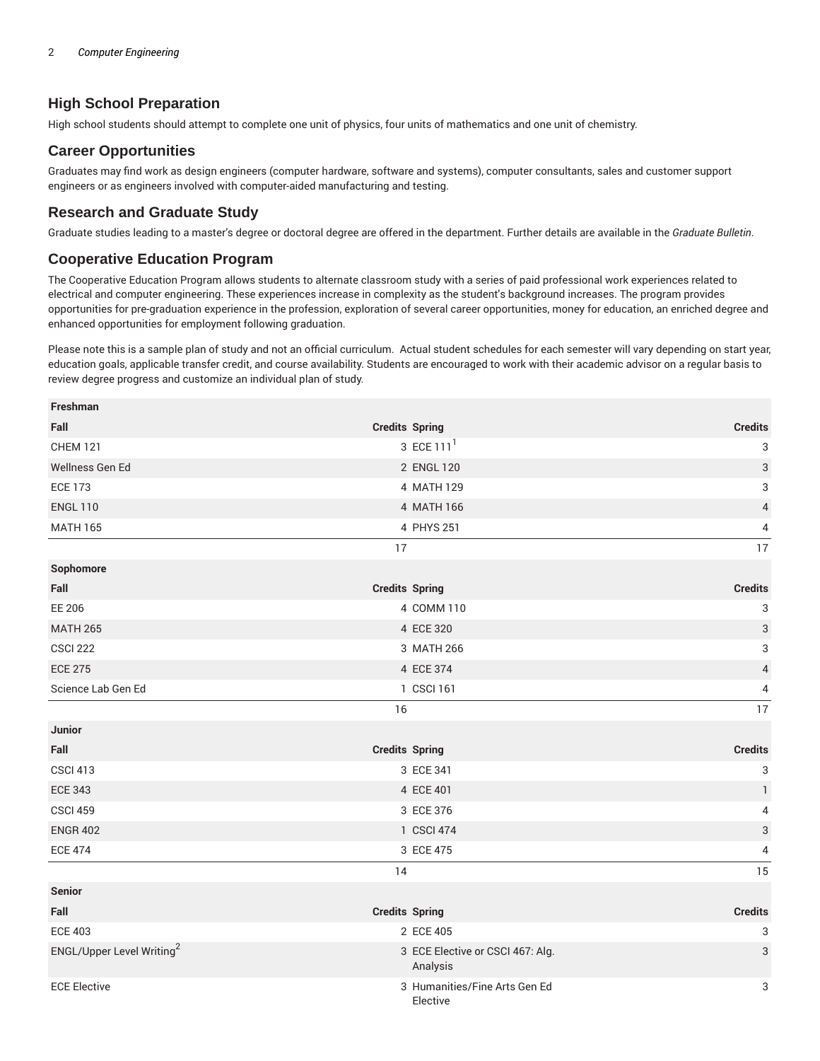## High School Preparation

High school students should attempt to complete one unit of physics, four units of mathematics and one unit of chemistry.

## Career Opportunities

Graduates may find work as design engineers (computer hardware, software and systems), computer consultants, sales and customer support engineers or as engineers involved with computer-aided manufacturing and testing.

## Research and Graduate Study

Graduate studies leading to a master's degree or doctoral degree are offered in the department. Further details are available in the *Graduate Bulletin*.

## Cooperative Education Program

The Cooperative Education Program allows students to alternate classroom study with a series of paid professional work experiences related to electrical and computer engineering. These experiences increase in complexity as the student's background increases. The program provides opportunities for pre-graduation experience in the profession, exploration of several career opportunities, money for education, an enriched degree and enhanced opportunities for employment following graduation.

Please note this is a sample plan of study and not an official curriculum. Actual student schedules for each semester will vary depending on start year, education goals, applicable transfer credit, and course availability. Students are encouraged to work with their academic advisor on a regular basis to review degree progress and customize an individual plan of study.

| **Freshman** | | | |
|---|---|---|---|
| **Fall** | **Credits** | **Spring** | **Credits** |
| CHEM 121 | 3 | ECE 111[1] | 3 |
| Wellness Gen Ed | 2 | ENGL 120 | 3 |
| ECE 173 | 4 | MATH 129 | 3 |
| ENGL 110 | 4 | MATH 166 | 4 |
| MATH 165 | 4 | PHYS 251 | 4 |
| | 17 | | 17 |
| **Sophomore** | | | |
| **Fall** | **Credits** | **Spring** | **Credits** |
| EE 206 | 4 | COMM 110 | 3 |
| MATH 265 | 4 | ECE 320 | 3 |
| CSCI 222 | 3 | MATH 266 | 3 |
| ECE 275 | 4 | ECE 374 | 4 |
| Science Lab Gen Ed | 1 | CSCI 161 | 4 |
| | 16 | | 17 |
| **Junior** | | | |
| **Fall** | **Credits** | **Spring** | **Credits** |
| CSCI 413 | 3 | ECE 341 | 3 |
| ECE 343 | 4 | ECE 401 | 1 |
| CSCI 459 | 3 | ECE 376 | 4 |
| ENGR 402 | 1 | CSCI 474 | 3 |
| ECE 474 | 3 | ECE 475 | 4 |
| | 14 | | 15 |
| **Senior** | | | |
| **Fall** | **Credits** | **Spring** | **Credits** |
| ECE 403 | 2 | ECE 405 | 3 |
| ENGL/Upper Level Writing[2] | 3 | ECE Elective or CSCI 467: Alg. Analysis | 3 |
| ECE Elective | 3 | Humanities/Fine Arts Gen Ed Elective | 3 |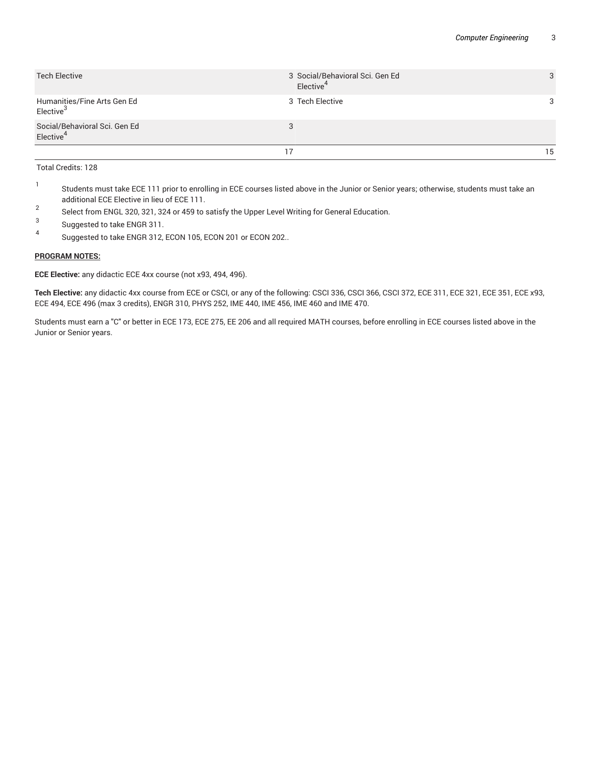| | | | |
|---|---|---|---|
| Tech Elective | 3 | Social/Behavioral Sci. Gen Ed Elective[4] | 3 |
| Humanities/Fine Arts Gen Ed Elective[3] | 3 | Tech Elective | 3 |
| Social/Behavioral Sci. Gen Ed Elective[4] | 3 | | |
| | 17 | | 15 |

Total Credits: 128

1. Students must take ECE 111 prior to enrolling in ECE courses listed above in the Junior or Senior years; otherwise, students must take an additional ECE Elective in lieu of ECE 111.
2. Select from ENGL 320, 321, 324 or 459 to satisfy the Upper Level Writing for General Education.
3. Suggested to take ENGR 311.
4. Suggested to take ENGR 312, ECON 105, ECON 201 or ECON 202..

**PROGRAM NOTES:**

**ECE Elective:** any didactic ECE 4xx course (not x93, 494, 496).

**Tech Elective:** any didactic 4xx course from ECE or CSCI, or any of the following: CSCI 336, CSCI 366, CSCI 372, ECE 311, ECE 321, ECE 351, ECE x93, ECE 494, ECE 496 (max 3 credits), ENGR 310, PHYS 252, IME 440, IME 456, IME 460 and IME 470.

Students must earn a "C" or better in ECE 173, ECE 275, EE 206 and all required MATH courses, before enrolling in ECE courses listed above in the Junior or Senior years.